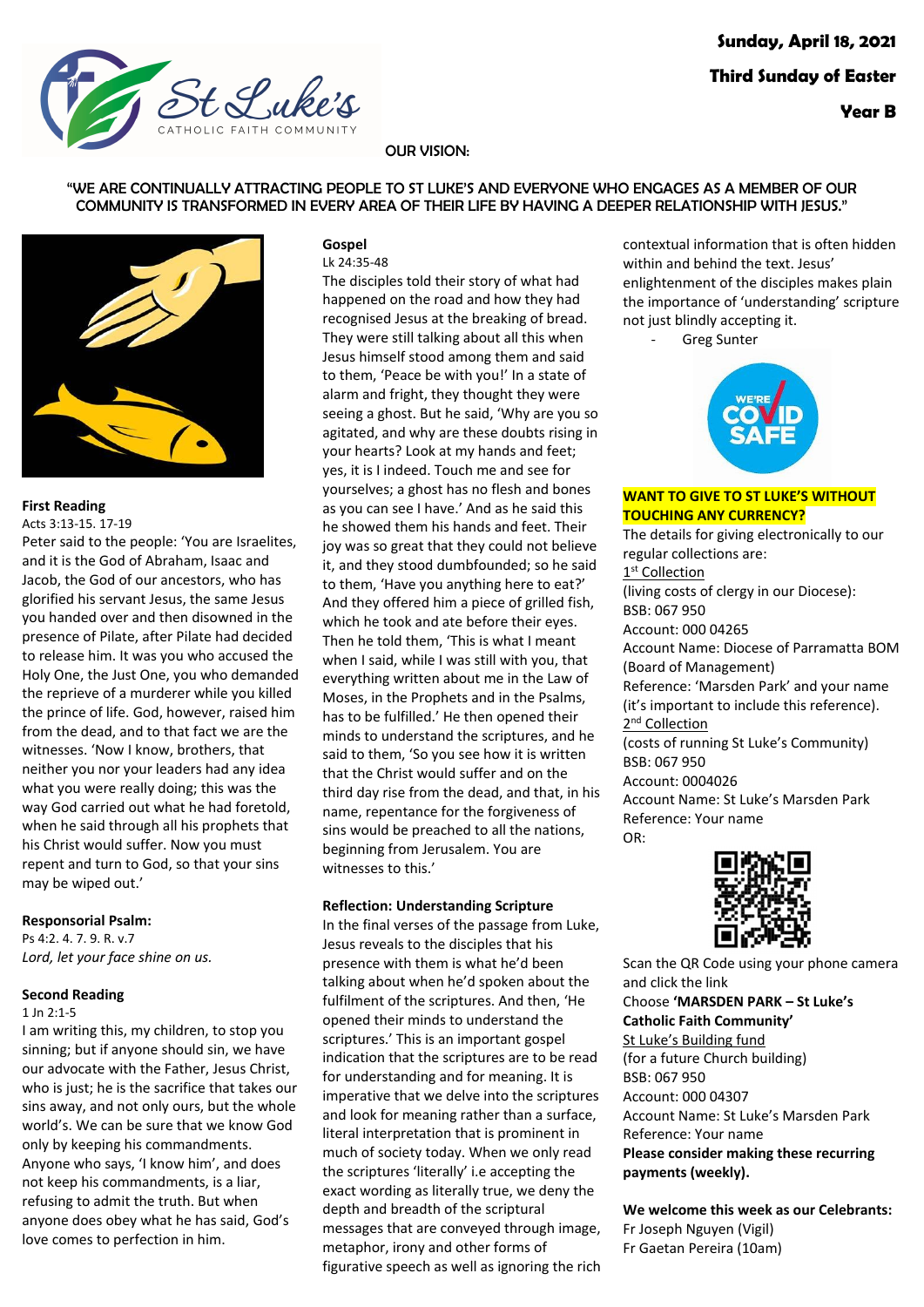**Sunday, April 18, 2021**

**Third Sunday of Easter**

**Year B**

St Luke's CATHOLIC FAITH COMMUNITY

OUR VISION:

"WE ARE CONTINUALLY ATTRACTING PEOPLE TO ST LUKE'S AND EVERYONE WHO ENGAGES AS A MEMBER OF OUR COMMUNITY IS TRANSFORMED IN EVERY AREA OF THEIR LIFE BY HAVING A DEEPER RELATIONSHIP WITH JESUS."

### First Reading

Acts 3:13-15. 17-19

Peter said to the people: 'You are Israelites, and it is the God of Abraham, Isaac and Jacob, the God of our ancestors, who has glorified his servant Jesus, the same Jesus you handed over and then disowned in the presence of Pilate, after Pilate had decided to release him. It was you who accused the Holy One, the Just One, you who demanded the reprieve of a murderer while you killed the prince of life. God, however, raised him from the dead, and to that fact we are the witnesses. 'Now I know, brothers, that neither you nor your leaders had any idea what you were really doing; this was the way God carried out what he had foretold, when he said through all his prophets that his Christ would suffer. Now you must repent and turn to God, so that your sins may be wiped out.'

### Responsorial Psalm:

Ps 4:2. 4. 7. 9. R. v.7

*Lord, let your face shine on us.*

### Second Reading

1 Jn 2:1-5

I am writing this, my children, to stop you sinning; but if anyone should sin, we have our advocate with the Father, Jesus Christ, who is just; he is the sacrifice that takes our sins away, and not only ours, but the whole world's. We can be sure that we know God only by keeping his commandments. Anyone who says, 'I know him', and does not keep his commandments, is a liar, refusing to admit the truth. But when anyone does obey what he has said, God's love comes to perfection in him.

### Gospel

Lk 24:35-48

The disciples told their story of what had happened on the road and how they had recognised Jesus at the breaking of bread. They were still talking about all this when Jesus himself stood among them and said to them, 'Peace be with you!' In a state of alarm and fright, they thought they were seeing a ghost. But he said, 'Why are you so agitated, and why are these doubts rising in your hearts? Look at my hands and feet; yes, it is I indeed. Touch me and see for yourselves; a ghost has no flesh and bones as you can see I have.' And as he said this he showed them his hands and feet. Their joy was so great that they could not believe it, and they stood dumbfounded; so he said to them, 'Have you anything here to eat?' And they offered him a piece of grilled fish, which he took and ate before their eyes. Then he told them, 'This is what I meant when I said, while I was still with you, that everything written about me in the Law of Moses, in the Prophets and in the Psalms, has to be fulfilled.' He then opened their minds to understand the scriptures, and he said to them, 'So you see how it is written that the Christ would suffer and on the third day rise from the dead, and that, in his name, repentance for the forgiveness of sins would be preached to all the nations, beginning from Jerusalem. You are witnesses to this.'

### Reflection: Understanding Scripture

In the final verses of the passage from Luke, Jesus reveals to the disciples that his presence with them is what he'd been talking about when he'd spoken about the fulfilment of the scriptures. And then, 'He opened their minds to understand the scriptures.' This is an important gospel indication that the scriptures are to be read for understanding and for meaning. It is imperative that we delve into the scriptures and look for meaning rather than a surface, literal interpretation that is prominent in much of society today. When we only read the scriptures 'literally' i.e accepting the exact wording as literally true, we deny the depth and breadth of the scriptural messages that are conveyed through image, metaphor, irony and other forms of figurative speech as well as ignoring the rich contextual information that is often hidden within and behind the text. Jesus' enlightenment of the disciples makes plain the importance of 'understanding' scripture not just blindly accepting it.

- Greg Sunter

WE'RE COVID SAFE

**WANT TO GIVE TO ST LUKE'S WITHOUT TOUCHING ANY CURRENCY?**

The details for giving electronically to our regular collections are:

1st Collection
(living costs of clergy in our Diocese):
BSB: 067 950
Account: 000 04265
Account Name: Diocese of Parramatta BOM (Board of Management)
Reference: 'Marsden Park' and your name (it's important to include this reference).

2nd Collection
(costs of running St Luke's Community)
BSB: 067 950
Account: 0004026
Account Name: St Luke's Marsden Park
Reference: Your name
OR:

Scan the QR Code using your phone camera and click the link
Choose **'MARSDEN PARK – St Luke's Catholic Faith Community'**

St Luke's Building fund
(for a future Church building)
BSB: 067 950
Account: 000 04307
Account Name: St Luke's Marsden Park
Reference: Your name

**Please consider making these recurring payments (weekly).**

**We welcome this week as our Celebrants:**
Fr Joseph Nguyen (Vigil)
Fr Gaetan Pereira (10am)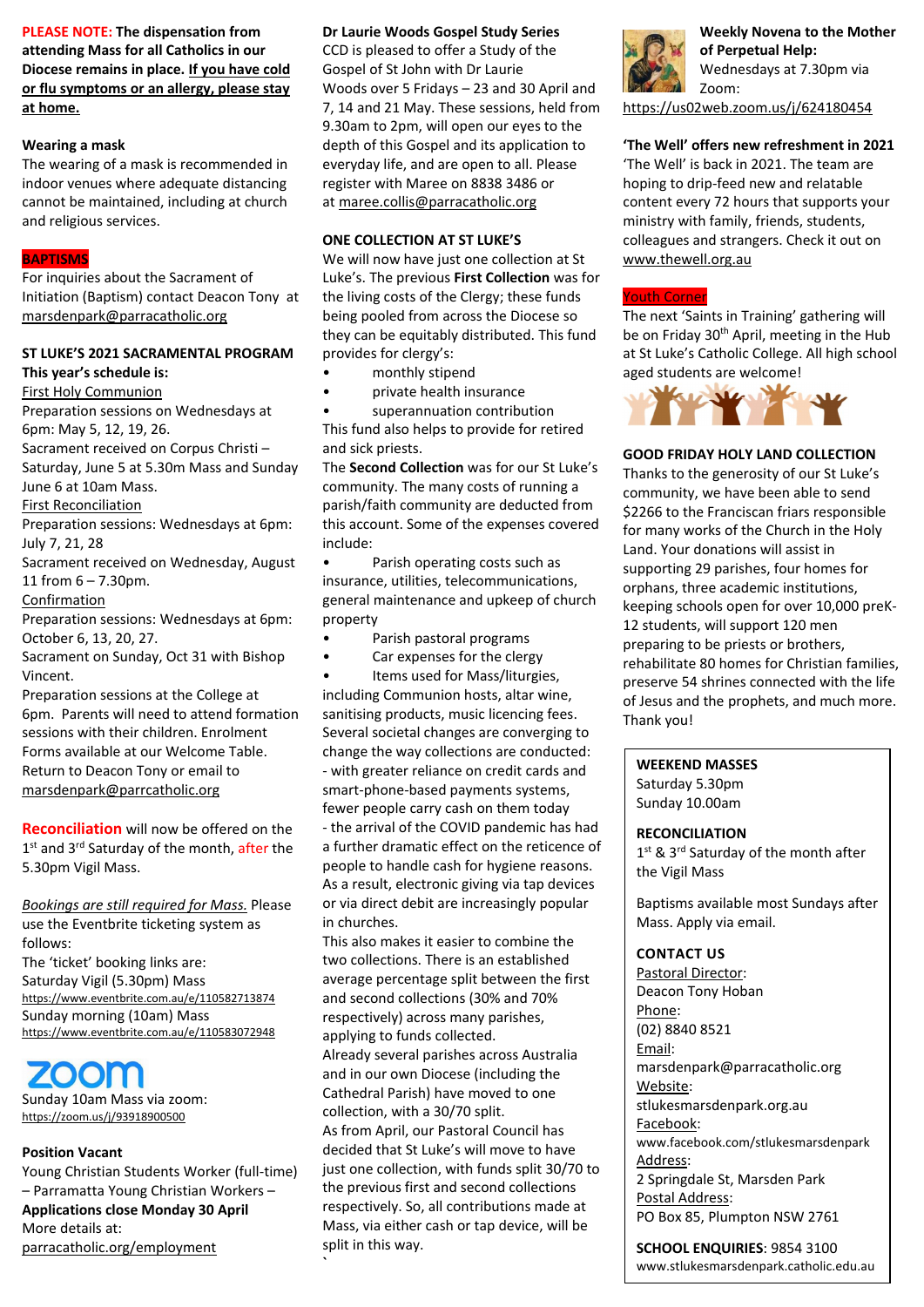**PLEASE NOTE: The dispensation from attending Mass for all Catholics in our Diocese remains in place. If you have cold or flu symptoms or an allergy, please stay at home.**

**Wearing a mask**

The wearing of a mask is recommended in indoor venues where adequate distancing cannot be maintained, including at church and religious services.

**BAPTISMS**

For inquiries about the Sacrament of Initiation (Baptism) contact Deacon Tony at marsdenpark@parracatholic.org

**ST LUKE'S 2021 SACRAMENTAL PROGRAM**

**This year's schedule is:**

First Holy Communion

Preparation sessions on Wednesdays at 6pm: May 5, 12, 19, 26.

Sacrament received on Corpus Christi – Saturday, June 5 at 5.30m Mass and Sunday June 6 at 10am Mass.

First Reconciliation

Preparation sessions: Wednesdays at 6pm: July 7, 21, 28

Sacrament received on Wednesday, August 11 from 6 – 7.30pm.

Confirmation

Preparation sessions: Wednesdays at 6pm: October 6, 13, 20, 27.

Sacrament on Sunday, Oct 31 with Bishop Vincent.

Preparation sessions at the College at 6pm. Parents will need to attend formation sessions with their children. Enrolment Forms available at our Welcome Table. Return to Deacon Tony or email to marsdenpark@parrcatholic.org

**Reconciliation** will now be offered on the 1st and 3rd Saturday of the month, after the 5.30pm Vigil Mass.

*Bookings are still required for Mass.* Please use the Eventbrite ticketing system as follows:

The 'ticket' booking links are:

Saturday Vigil (5.30pm) Mass
https://www.eventbrite.com.au/e/110582713874

Sunday morning (10am) Mass
https://www.eventbrite.com.au/e/110583072948

zoom

Sunday 10am Mass via zoom:
https://zoom.us/j/93918900500

**Position Vacant**

Young Christian Students Worker (full-time) – Parramatta Young Christian Workers –
**Applications close Monday 30 April**
More details at:
parracatholic.org/employment

**Dr Laurie Woods Gospel Study Series**

CCD is pleased to offer a Study of the Gospel of St John with Dr Laurie Woods over 5 Fridays – 23 and 30 April and 7, 14 and 21 May. These sessions, held from 9.30am to 2pm, will open our eyes to the depth of this Gospel and its application to everyday life, and are open to all. Please register with Maree on 8838 3486 or at maree.collis@parracatholic.org

**ONE COLLECTION AT ST LUKE'S**

We will now have just one collection at St Luke's. The previous **First Collection** was for the living costs of the Clergy; these funds being pooled from across the Diocese so they can be equitably distributed. This fund provides for clergy's:

- monthly stipend
- private health insurance
- superannuation contribution

This fund also helps to provide for retired and sick priests.

The **Second Collection** was for our St Luke's community. The many costs of running a parish/faith community are deducted from this account. Some of the expenses covered include:

- Parish operating costs such as insurance, utilities, telecommunications, general maintenance and upkeep of church property
- Parish pastoral programs
- Car expenses for the clergy
- Items used for Mass/liturgies, including Communion hosts, altar wine, sanitising products, music licencing fees.

Several societal changes are converging to change the way collections are conducted:

- with greater reliance on credit cards and smart-phone-based payments systems, fewer people carry cash on them today
- the arrival of the COVID pandemic has had a further dramatic effect on the reticence of people to handle cash for hygiene reasons.

As a result, electronic giving via tap devices or via direct debit are increasingly popular in churches.

This also makes it easier to combine the two collections. There is an established average percentage split between the first and second collections (30% and 70% respectively) across many parishes, applying to funds collected.

Already several parishes across Australia and in our own Diocese (including the Cathedral Parish) have moved to one collection, with a 30/70 split.

As from April, our Pastoral Council has decided that St Luke's will move to have just one collection, with funds split 30/70 to the previous first and second collections respectively. So, all contributions made at Mass, via either cash or tap device, will be split in this way.

**Weekly Novena to the Mother of Perpetual Help:**

Wednesdays at 7.30pm via Zoom:
https://us02web.zoom.us/j/624180454

**'The Well' offers new refreshment in 2021**

'The Well' is back in 2021. The team are hoping to drip-feed new and relatable content every 72 hours that supports your ministry with family, friends, students, colleagues and strangers. Check it out on www.thewell.org.au

**Youth Corner**

The next 'Saints in Training' gathering will be on Friday 30th April, meeting in the Hub at St Luke's Catholic College. All high school aged students are welcome!

**GOOD FRIDAY HOLY LAND COLLECTION**

Thanks to the generosity of our St Luke's community, we have been able to send $2266 to the Franciscan friars responsible for many works of the Church in the Holy Land. Your donations will assist in supporting 29 parishes, four homes for orphans, three academic institutions, keeping schools open for over 10,000 preK-12 students, will support 120 men preparing to be priests or brothers, rehabilitate 80 homes for Christian families, preserve 54 shrines connected with the life of Jesus and the prophets, and much more. Thank you!

**WEEKEND MASSES**

Saturday 5.30pm
Sunday 10.00am

**RECONCILIATION**

1st & 3rd Saturday of the month after the Vigil Mass

Baptisms available most Sundays after Mass. Apply via email.

**CONTACT US**

Pastoral Director:
Deacon Tony Hoban

Phone:
(02) 8840 8521

Email:
marsdenpark@parracatholic.org

Website:
stlukesmarsdenpark.org.au

Facebook:
www.facebook.com/stlukesmarsdenpark

Address:
2 Springdale St, Marsden Park

Postal Address:
PO Box 85, Plumpton NSW 2761

**SCHOOL ENQUIRIES**: 9854 3100
www.stlukesmarsdenpark.catholic.edu.au